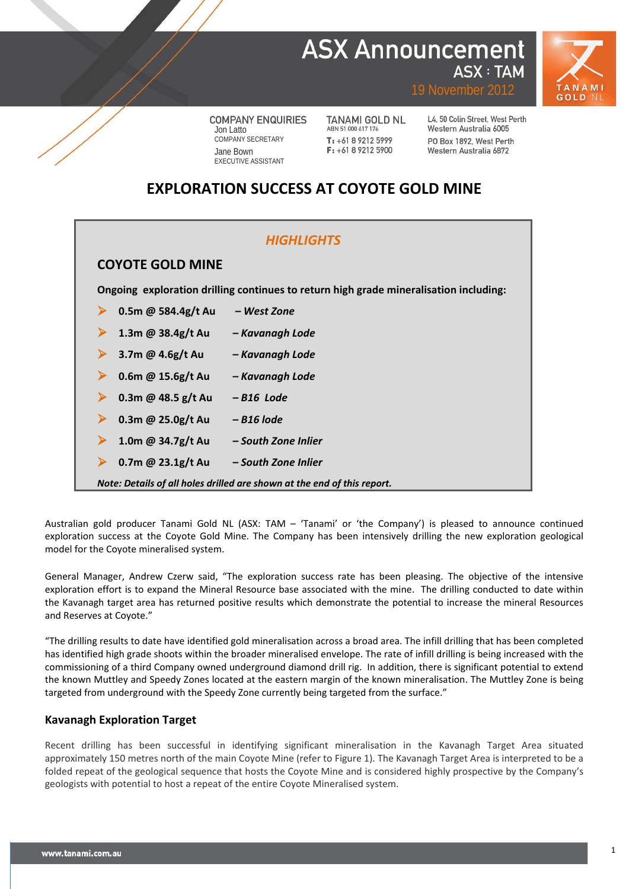# ASX Announcement

ASX : TAM

19 November 2012

**COMPANY ENQUIRIES**
Jon Latto
COMPANY SECRETARY
Jane Bown
EXECUTIVE ASSISTANT

**TANAMI GOLD NL**
ABN 51 000 617 176
T: +61 8 9212 5999
F: +61 8 9212 5900

L4, 50 Colin Street, West Perth
Western Australia 6005
PO Box 1892, West Perth
Western Australia 6872

## EXPLORATION SUCCESS AT COYOTE GOLD MINE

### *HIGHLIGHTS*

### COYOTE GOLD MINE

**Ongoing exploration drilling continues to return high grade mineralisation including:**

- **0.5m @ 584.4g/t Au** – ***West Zone***
- **1.3m @ 38.4g/t Au** – ***Kavanagh Lode***
- **3.7m @ 4.6g/t Au** – ***Kavanagh Lode***
- **0.6m @ 15.6g/t Au** – ***Kavanagh Lode***
- **0.3m @ 48.5 g/t Au** – ***B16 Lode***
- **0.3m @ 25.0g/t Au** – ***B16 lode***
- **1.0m @ 34.7g/t Au** – ***South Zone Inlier***
- **0.7m @ 23.1g/t Au** – ***South Zone Inlier***

***Note: Details of all holes drilled are shown at the end of this report.***

Australian gold producer Tanami Gold NL (ASX: TAM – 'Tanami' or 'the Company') is pleased to announce continued exploration success at the Coyote Gold Mine. The Company has been intensively drilling the new exploration geological model for the Coyote mineralised system.

General Manager, Andrew Czerw said, "The exploration success rate has been pleasing. The objective of the intensive exploration effort is to expand the Mineral Resource base associated with the mine. The drilling conducted to date within the Kavanagh target area has returned positive results which demonstrate the potential to increase the mineral Resources and Reserves at Coyote."

"The drilling results to date have identified gold mineralisation across a broad area. The infill drilling that has been completed has identified high grade shoots within the broader mineralised envelope. The rate of infill drilling is being increased with the commissioning of a third Company owned underground diamond drill rig. In addition, there is significant potential to extend the known Muttley and Speedy Zones located at the eastern margin of the known mineralisation. The Muttley Zone is being targeted from underground with the Speedy Zone currently being targeted from the surface."

### Kavanagh Exploration Target

Recent drilling has been successful in identifying significant mineralisation in the Kavanagh Target Area situated approximately 150 metres north of the main Coyote Mine (refer to Figure 1). The Kavanagh Target Area is interpreted to be a folded repeat of the geological sequence that hosts the Coyote Mine and is considered highly prospective by the Company's geologists with potential to host a repeat of the entire Coyote Mineralised system.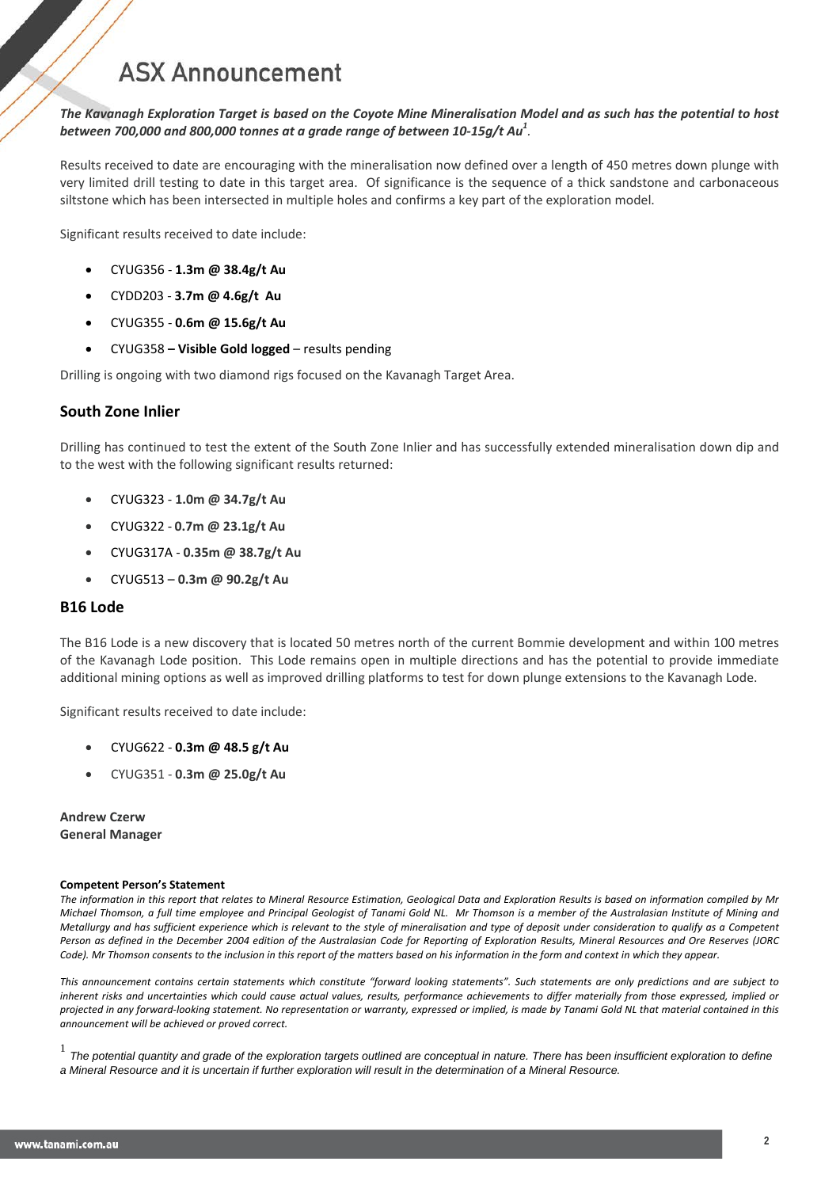# ASX Announcement

***The Kavanagh Exploration Target is based on the Coyote Mine Mineralisation Model and as such has the potential to host between 700,000 and 800,000 tonnes at a grade range of between 10-15g/t Au[1].***

Results received to date are encouraging with the mineralisation now defined over a length of 450 metres down plunge with very limited drill testing to date in this target area. Of significance is the sequence of a thick sandstone and carbonaceous siltstone which has been intersected in multiple holes and confirms a key part of the exploration model.

Significant results received to date include:

- CYUG356 - **1.3m @ 38.4g/t Au**
- CYDD203 - **3.7m @ 4.6g/t Au**
- CYUG355 - **0.6m @ 15.6g/t Au**
- CYUG358 **– Visible Gold logged** – results pending

Drilling is ongoing with two diamond rigs focused on the Kavanagh Target Area.

## South Zone Inlier

Drilling has continued to test the extent of the South Zone Inlier and has successfully extended mineralisation down dip and to the west with the following significant results returned:

- CYUG323 - **1.0m @ 34.7g/t Au**
- CYUG322 - **0.7m @ 23.1g/t Au**
- CYUG317A - **0.35m @ 38.7g/t Au**
- CYUG513 **– 0.3m @ 90.2g/t Au**

## B16 Lode

The B16 Lode is a new discovery that is located 50 metres north of the current Bommie development and within 100 metres of the Kavanagh Lode position. This Lode remains open in multiple directions and has the potential to provide immediate additional mining options as well as improved drilling platforms to test for down plunge extensions to the Kavanagh Lode.

Significant results received to date include:

- CYUG622 - **0.3m @ 48.5 g/t Au**
- CYUG351 - **0.3m @ 25.0g/t Au**

**Andrew Czerw**
**General Manager**

**Competent Person's Statement**

*The information in this report that relates to Mineral Resource Estimation, Geological Data and Exploration Results is based on information compiled by Mr Michael Thomson, a full time employee and Principal Geologist of Tanami Gold NL. Mr Thomson is a member of the Australasian Institute of Mining and Metallurgy and has sufficient experience which is relevant to the style of mineralisation and type of deposit under consideration to qualify as a Competent Person as defined in the December 2004 edition of the Australasian Code for Reporting of Exploration Results, Mineral Resources and Ore Reserves (JORC Code). Mr Thomson consents to the inclusion in this report of the matters based on his information in the form and context in which they appear.*

*This announcement contains certain statements which constitute "forward looking statements". Such statements are only predictions and are subject to inherent risks and uncertainties which could cause actual values, results, performance achievements to differ materially from those expressed, implied or projected in any forward-looking statement. No representation or warranty, expressed or implied, is made by Tanami Gold NL that material contained in this announcement will be achieved or proved correct.*

[1] *The potential quantity and grade of the exploration targets outlined are conceptual in nature. There has been insufficient exploration to define a Mineral Resource and it is uncertain if further exploration will result in the determination of a Mineral Resource.*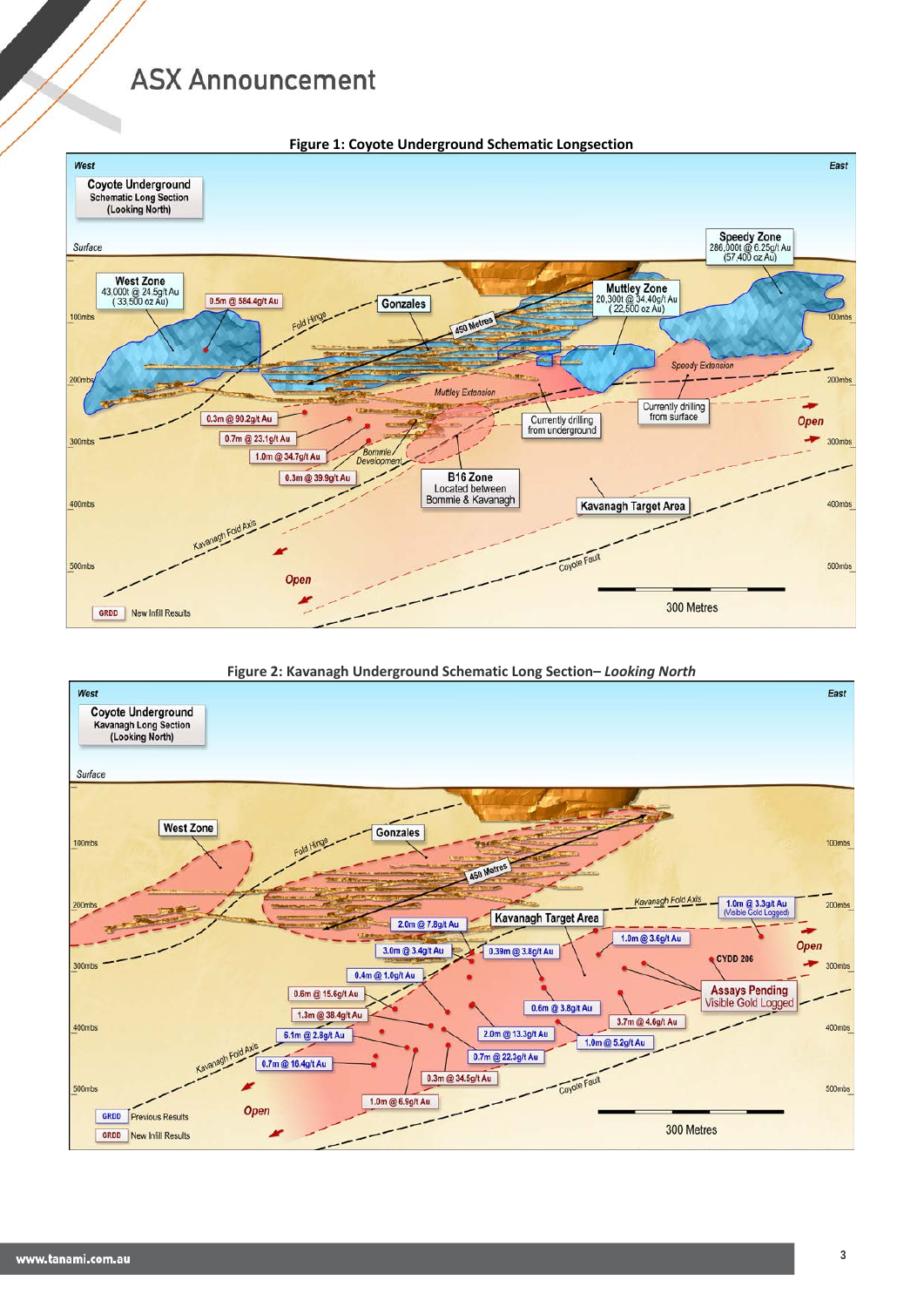# ASX Announcement

**Figure 1: Coyote Underground Schematic Longsection**

West

East

Coyote Underground
Schematic Long Section
(Looking North)

Surface

Speedy Zone
286,000t @ 6.25g/t Au
(57,400 oz Au)

West Zone
43,000t @ 24.5g/t Au
(33,500 oz Au)

0.5m @ 584.4g/t Au

Gonzales

Muttley Zone
20,300t @ 34.40g/t Au
(22,500 oz Au)

450 Metres

Fold Hinge

100mbs

Speedy Extension

200mbs

Muttley Extension

Currently drilling from surface

Currently drilling from underground

0.3m @ 90.2g/t Au

Open

0.7m @ 23.1g/t Au

300mbs

1.0m @ 34.7g/t Au

Bommie Development

0.3m @ 39.9g/t Au

B16 Zone
Located between Bommie & Kavanagh

400mbs

Kavanagh Target Area

Kavanagh Fold Axis

Open

Coyote Fault

500mbs

300 Metres

GRDD New Infill Results

**Figure 2: Kavanagh Underground Schematic Long Section– *Looking North***

West

East

Coyote Underground
Kavanagh Long Section
(Looking North)

Surface

West Zone

Gonzales

Fold Hinge

100mbs

450 Metres

Kavanagh Fold Axis

1.0m @ 3.3g/t Au (Visible Gold Logged)

200mbs

2.0m @ 7.8g/t Au

Kavanagh Target Area

1.0m @ 3.6g/t Au

Open

3.0m @ 3.4g/t Au

0.39m @ 3.8g/t Au

CYDD 206

300mbs

0.4m @ 1.0g/t Au

Assays Pending
Visible Gold Logged

0.6m @ 15.6g/t Au

0.6m @ 3.8g/t Au

1.3m @ 38.4g/t Au

3.7m @ 4.6g/t Au

400mbs

6.1m @ 2.8g/t Au

2.0m @ 13.3g/t Au

1.0m @ 5.2g/t Au

0.7m @ 22.3g/t Au

0.7m @ 16.4g/t Au

0.3m @ 34.5g/t Au

Coyote Fault

500mbs

1.0m @ 6.9g/t Au

Open

300 Metres

GRDD Previous Results

GRDD New Infill Results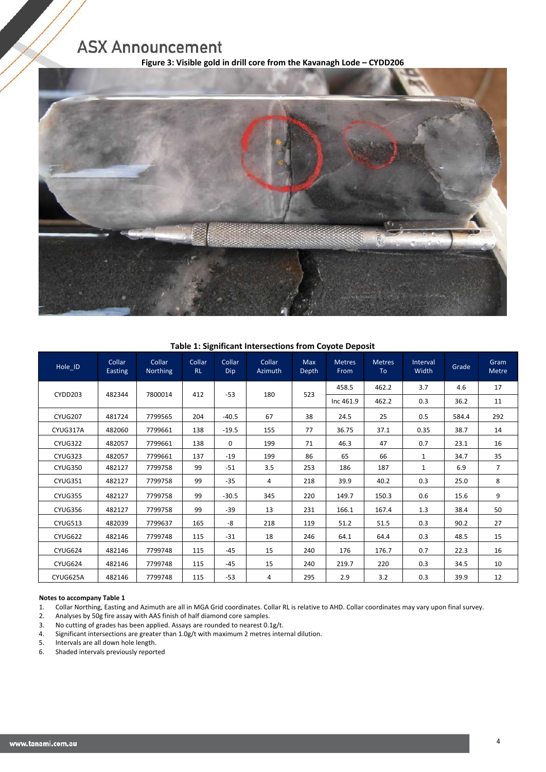**Figure 3: Visible gold in drill core from the Kavanagh Lode – CYDD206**

**Table 1: Significant Intersections from Coyote Deposit**

| Hole_ID | Collar Easting | Collar Northing | Collar RL | Collar Dip | Collar Azimuth | Max Depth | Metres From | Metres To | Interval Width | Grade | Gram Metre |
|---|---|---|---|---|---|---|---|---|---|---|---|
| CYDD203 | 482344 | 7800014 | 412 | -53 | 180 | 523 | 458.5 | 462.2 | 3.7 | 4.6 | 17 |
| | | | | | | | Inc 461.9 | 462.2 | 0.3 | 36.2 | 11 |
| CYUG207 | 481724 | 7799565 | 204 | -40.5 | 67 | 38 | 24.5 | 25 | 0.5 | 584.4 | 292 |
| CYUG317A | 482060 | 7799661 | 138 | -19.5 | 155 | 77 | 36.75 | 37.1 | 0.35 | 38.7 | 14 |
| CYUG322 | 482057 | 7799661 | 138 | 0 | 199 | 71 | 46.3 | 47 | 0.7 | 23.1 | 16 |
| CYUG323 | 482057 | 7799661 | 137 | -19 | 199 | 86 | 65 | 66 | 1 | 34.7 | 35 |
| CYUG350 | 482127 | 7799758 | 99 | -51 | 3.5 | 253 | 186 | 187 | 1 | 6.9 | 7 |
| CYUG351 | 482127 | 7799758 | 99 | -35 | 4 | 218 | 39.9 | 40.2 | 0.3 | 25.0 | 8 |
| CYUG355 | 482127 | 7799758 | 99 | -30.5 | 345 | 220 | 149.7 | 150.3 | 0.6 | 15.6 | 9 |
| CYUG356 | 482127 | 7799758 | 99 | -39 | 13 | 231 | 166.1 | 167.4 | 1.3 | 38.4 | 50 |
| CYUG513 | 482039 | 7799637 | 165 | -8 | 218 | 119 | 51.2 | 51.5 | 0.3 | 90.2 | 27 |
| CYUG622 | 482146 | 7799748 | 115 | -31 | 18 | 246 | 64.1 | 64.4 | 0.3 | 48.5 | 15 |
| CYUG624 | 482146 | 7799748 | 115 | -45 | 15 | 240 | 176 | 176.7 | 0.7 | 22.3 | 16 |
| CYUG624 | 482146 | 7799748 | 115 | -45 | 15 | 240 | 219.7 | 220 | 0.3 | 34.5 | 10 |
| CYUG625A | 482146 | 7799748 | 115 | -53 | 4 | 295 | 2.9 | 3.2 | 0.3 | 39.9 | 12 |

**Notes to accompany Table 1**

1. Collar Northing, Easting and Azimuth are all in MGA Grid coordinates. Collar RL is relative to AHD. Collar coordinates may vary upon final survey.
2. Analyses by 50g fire assay with AAS finish of half diamond core samples.
3. No cutting of grades has been applied. Assays are rounded to nearest 0.1g/t.
4. Significant intersections are greater than 1.0g/t with maximum 2 metres internal dilution.
5. Intervals are all down hole length.
6. Shaded intervals previously reported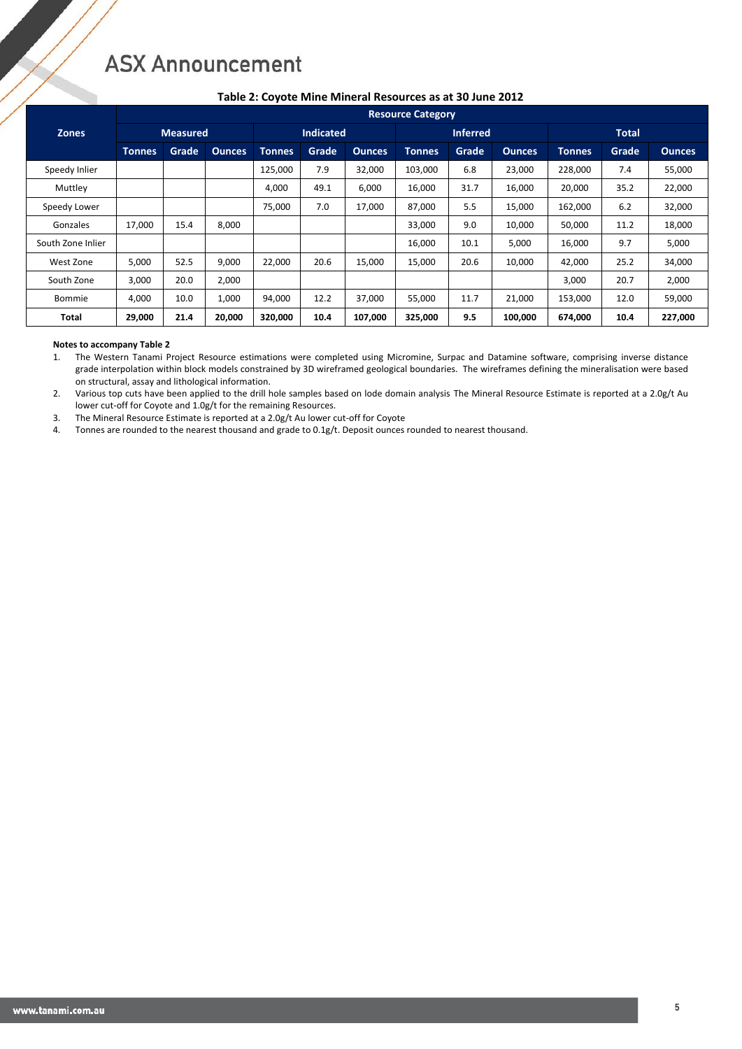**Table 2: Coyote Mine Mineral Resources as at 30 June 2012**

| Zones | Resource Category | | | | | | | | | | | |
|---|---|---|---|---|---|---|---|---|---|---|---|---|
| | Measured | | | Indicated | | | Inferred | | | Total | | |
| | Tonnes | Grade | Ounces | Tonnes | Grade | Ounces | Tonnes | Grade | Ounces | Tonnes | Grade | Ounces |
| Speedy Inlier | | | | 125,000 | 7.9 | 32,000 | 103,000 | 6.8 | 23,000 | 228,000 | 7.4 | 55,000 |
| Muttley | | | | 4,000 | 49.1 | 6,000 | 16,000 | 31.7 | 16,000 | 20,000 | 35.2 | 22,000 |
| Speedy Lower | | | | 75,000 | 7.0 | 17,000 | 87,000 | 5.5 | 15,000 | 162,000 | 6.2 | 32,000 |
| Gonzales | 17,000 | 15.4 | 8,000 | | | | 33,000 | 9.0 | 10,000 | 50,000 | 11.2 | 18,000 |
| South Zone Inlier | | | | | | | 16,000 | 10.1 | 5,000 | 16,000 | 9.7 | 5,000 |
| West Zone | 5,000 | 52.5 | 9,000 | 22,000 | 20.6 | 15,000 | 15,000 | 20.6 | 10,000 | 42,000 | 25.2 | 34,000 |
| South Zone | 3,000 | 20.0 | 2,000 | | | | | | | 3,000 | 20.7 | 2,000 |
| Bommie | 4,000 | 10.0 | 1,000 | 94,000 | 12.2 | 37,000 | 55,000 | 11.7 | 21,000 | 153,000 | 12.0 | 59,000 |
| **Total** | **29,000** | **21.4** | **20,000** | **320,000** | **10.4** | **107,000** | **325,000** | **9.5** | **100,000** | **674,000** | **10.4** | **227,000** |

**Notes to accompany Table 2**

1. The Western Tanami Project Resource estimations were completed using Micromine, Surpac and Datamine software, comprising inverse distance grade interpolation within block models constrained by 3D wireframed geological boundaries. The wireframes defining the mineralisation were based on structural, assay and lithological information.
2. Various top cuts have been applied to the drill hole samples based on lode domain analysis The Mineral Resource Estimate is reported at a 2.0g/t Au lower cut-off for Coyote and 1.0g/t for the remaining Resources.
3. The Mineral Resource Estimate is reported at a 2.0g/t Au lower cut-off for Coyote
4. Tonnes are rounded to the nearest thousand and grade to 0.1g/t. Deposit ounces rounded to nearest thousand.